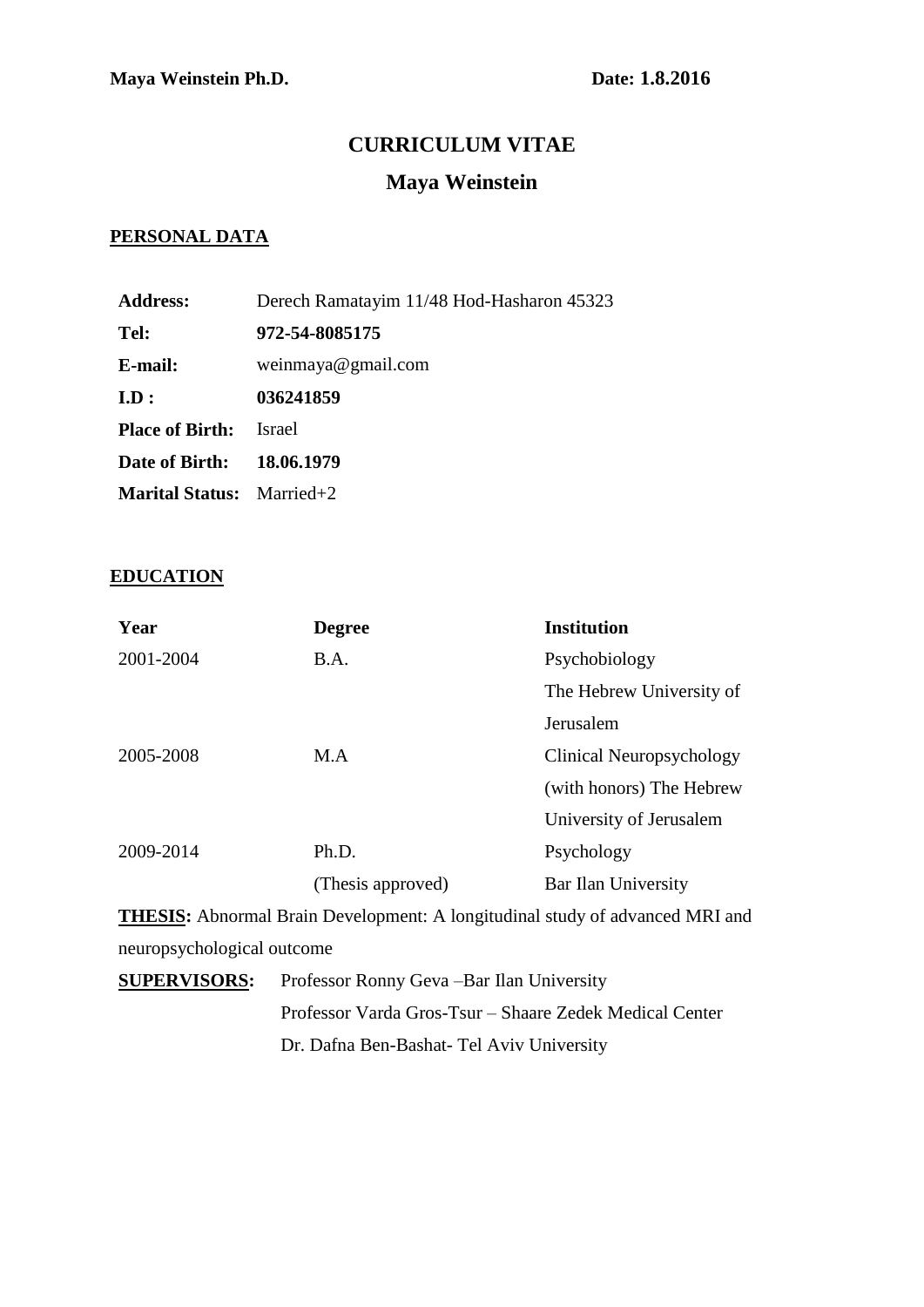**Maya Weinstein Ph.D.** **Date: 1.8.2016**

# CURRICULUM VITAE

## Maya Weinstein

### PERSONAL DATA

| | |
|---|---|
| **Address:** | Derech Ramatayim 11/48 Hod-Hasharon 45323 |
| **Tel:** | **972-54-8085175** |
| **E-mail:** | weinmaya@gmail.com |
| **I.D :** | **036241859** |
| **Place of Birth:** | Israel |
| **Date of Birth:** | **18.06.1979** |
| **Marital Status:** | Married+2 |

### EDUCATION

| Year | Degree | Institution |
|---|---|---|
| 2001-2004 | B.A. | Psychobiology The Hebrew University of Jerusalem |
| 2005-2008 | M.A | Clinical Neuropsychology (with honors) The Hebrew University of Jerusalem |
| 2009-2014 | Ph.D. (Thesis approved) | Psychology Bar Ilan University |

**THESIS:** Abnormal Brain Development: A longitudinal study of advanced MRI and neuropsychological outcome

**SUPERVISORS:** Professor Ronny Geva –Bar Ilan University
Professor Varda Gros-Tsur – Shaare Zedek Medical Center
Dr. Dafna Ben-Bashat- Tel Aviv University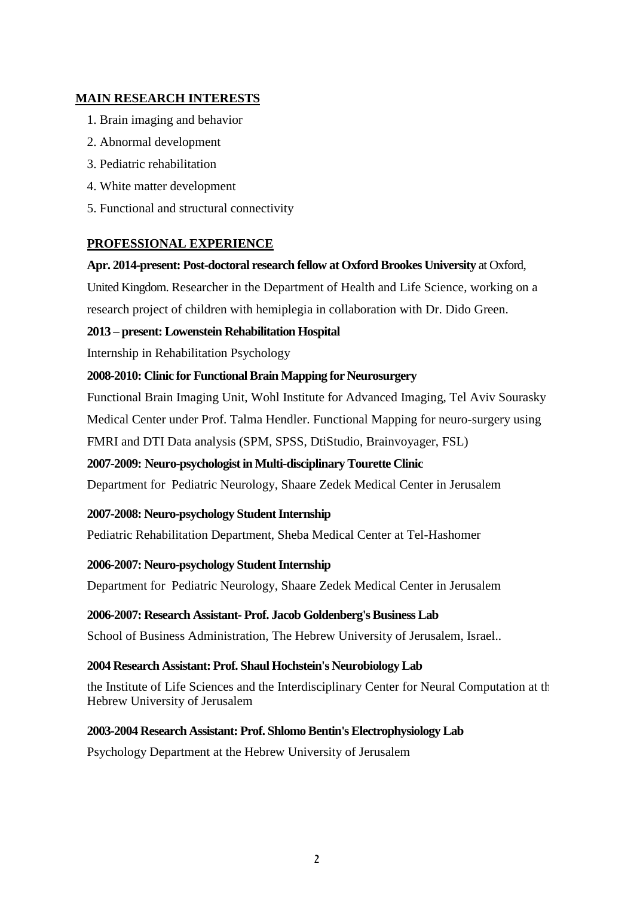## MAIN RESEARCH INTERESTS

1. Brain imaging and behavior
2. Abnormal development
3. Pediatric rehabilitation
4. White matter development
5. Functional and structural connectivity

## PROFESSIONAL EXPERIENCE

**Apr. 2014-present: Post-doctoral research fellow at Oxford Brookes University** at Oxford, United Kingdom. Researcher in the Department of Health and Life Science, working on a research project of children with hemiplegia in collaboration with Dr. Dido Green.

**2013 – present: Lowenstein Rehabilitation Hospital**

Internship in Rehabilitation Psychology

**2008-2010: Clinic for Functional Brain Mapping for Neurosurgery**

Functional Brain Imaging Unit, Wohl Institute for Advanced Imaging, Tel Aviv Sourasky Medical Center under Prof. Talma Hendler. Functional Mapping for neuro-surgery using FMRI and DTI Data analysis (SPM, SPSS, DtiStudio, Brainvoyager, FSL)

**2007-2009: Neuro-psychologist in Multi-disciplinary Tourette Clinic**

Department for Pediatric Neurology, Shaare Zedek Medical Center in Jerusalem

**2007-2008: Neuro-psychology Student Internship**

Pediatric Rehabilitation Department, Sheba Medical Center at Tel-Hashomer

**2006-2007: Neuro-psychology Student Internship**

Department for Pediatric Neurology, Shaare Zedek Medical Center in Jerusalem

**2006-2007: Research Assistant- Prof. Jacob Goldenberg's Business Lab**

School of Business Administration, The Hebrew University of Jerusalem, Israel..

**2004 Research Assistant: Prof. Shaul Hochstein's Neurobiology Lab**

the Institute of Life Sciences and the Interdisciplinary Center for Neural Computation at th Hebrew University of Jerusalem

**2003-2004 Research Assistant: Prof. Shlomo Bentin's Electrophysiology Lab**

Psychology Department at the Hebrew University of Jerusalem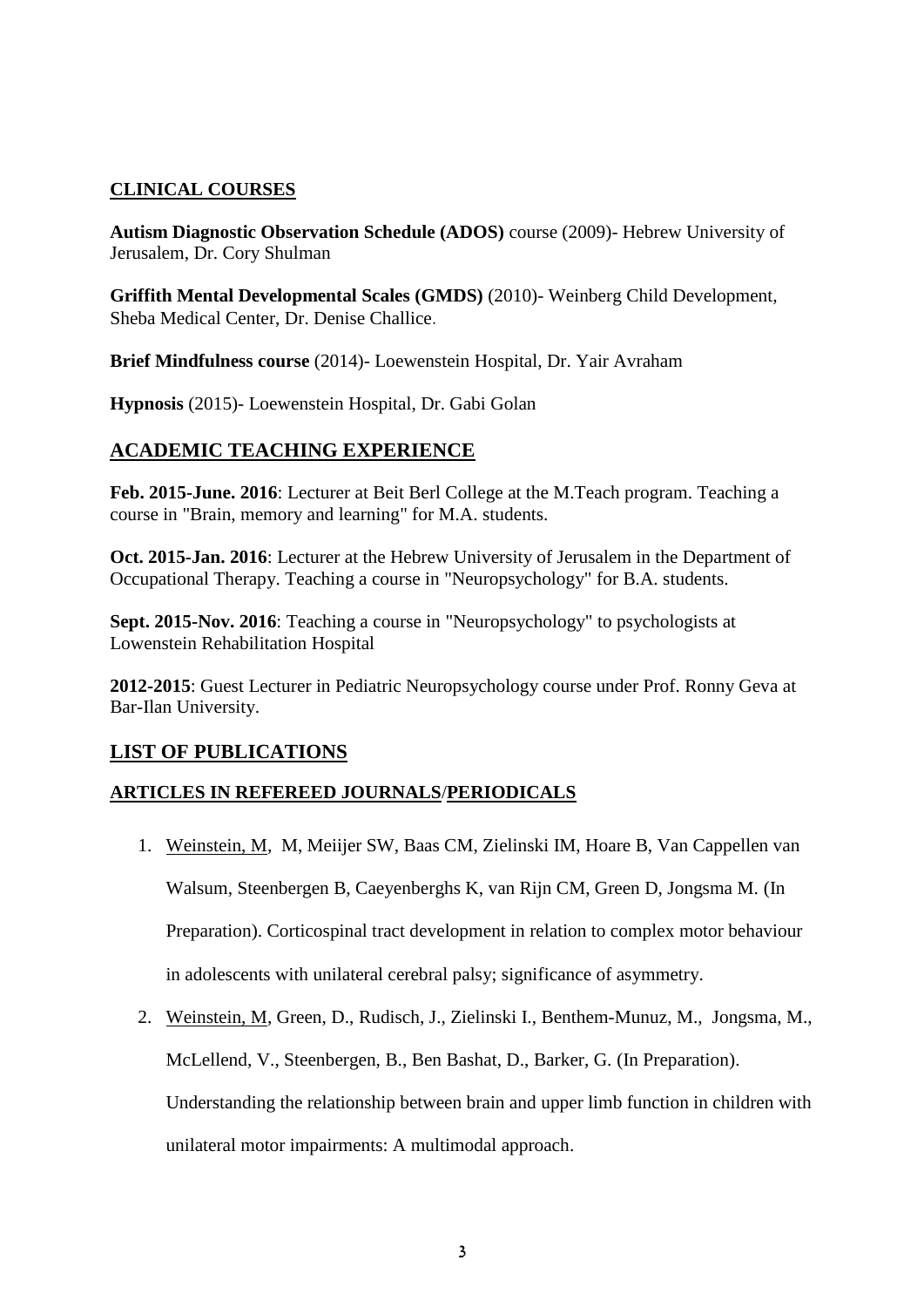## CLINICAL COURSES

**Autism Diagnostic Observation Schedule (ADOS)** course (2009)- Hebrew University of Jerusalem, Dr. Cory Shulman

**Griffith Mental Developmental Scales (GMDS)** (2010)- Weinberg Child Development, Sheba Medical Center, Dr. Denise Challice.

**Brief Mindfulness course** (2014)- Loewenstein Hospital, Dr. Yair Avraham

**Hypnosis** (2015)- Loewenstein Hospital, Dr. Gabi Golan

## ACADEMIC TEACHING EXPERIENCE

**Feb. 2015-June. 2016**: Lecturer at Beit Berl College at the M.Teach program. Teaching a course in "Brain, memory and learning" for M.A. students.

**Oct. 2015-Jan. 2016**: Lecturer at the Hebrew University of Jerusalem in the Department of Occupational Therapy. Teaching a course in "Neuropsychology" for B.A. students.

**Sept. 2015-Nov. 2016**: Teaching a course in "Neuropsychology" to psychologists at Lowenstein Rehabilitation Hospital

**2012-2015**: Guest Lecturer in Pediatric Neuropsychology course under Prof. Ronny Geva at Bar-Ilan University.

## LIST OF PUBLICATIONS

### ARTICLES IN REFEREED JOURNALS/PERIODICALS

1. Weinstein, M, M, Meiijer SW, Baas CM, Zielinski IM, Hoare B, Van Cappellen van Walsum, Steenbergen B, Caeyenberghs K, van Rijn CM, Green D, Jongsma M. (In Preparation). Corticospinal tract development in relation to complex motor behaviour in adolescents with unilateral cerebral palsy; significance of asymmetry.
2. Weinstein, M, Green, D., Rudisch, J., Zielinski I., Benthem-Munuz, M., Jongsma, M., McLellend, V., Steenbergen, B., Ben Bashat, D., Barker, G. (In Preparation). Understanding the relationship between brain and upper limb function in children with unilateral motor impairments: A multimodal approach.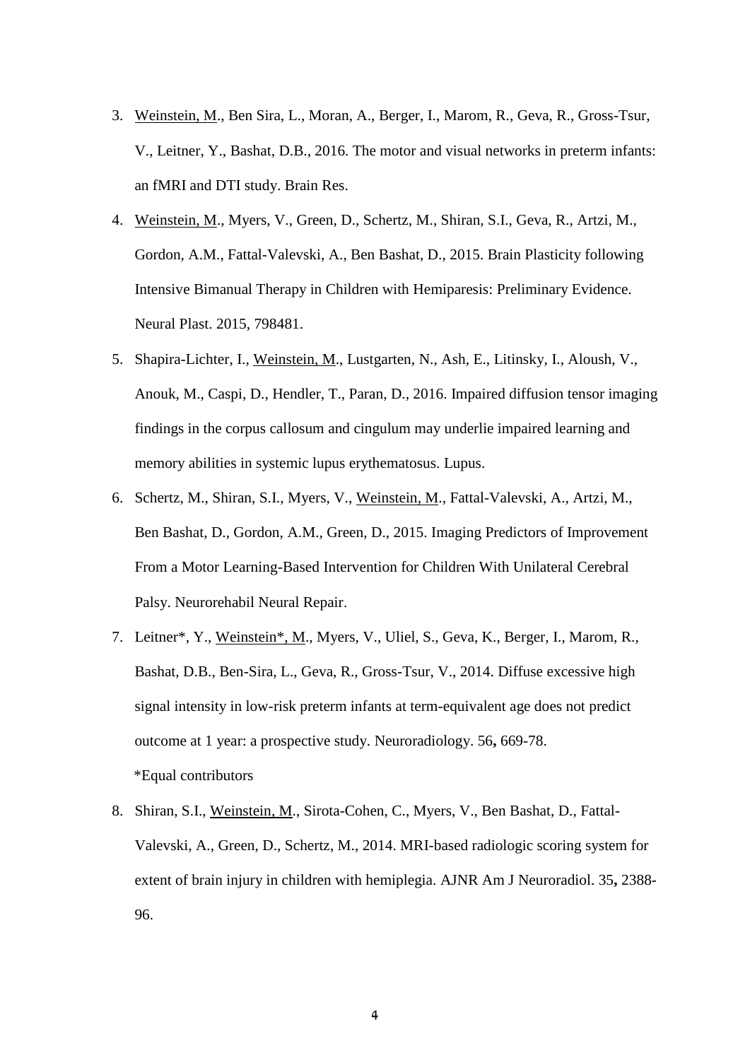3. <u>Weinstein, M</u>., Ben Sira, L., Moran, A., Berger, I., Marom, R., Geva, R., Gross-Tsur, V., Leitner, Y., Bashat, D.B., 2016. The motor and visual networks in preterm infants: an fMRI and DTI study. Brain Res.
4. <u>Weinstein, M</u>., Myers, V., Green, D., Schertz, M., Shiran, S.I., Geva, R., Artzi, M., Gordon, A.M., Fattal-Valevski, A., Ben Bashat, D., 2015. Brain Plasticity following Intensive Bimanual Therapy in Children with Hemiparesis: Preliminary Evidence. Neural Plast. 2015, 798481.
5. Shapira-Lichter, I., <u>Weinstein, M</u>., Lustgarten, N., Ash, E., Litinsky, I., Aloush, V., Anouk, M., Caspi, D., Hendler, T., Paran, D., 2016. Impaired diffusion tensor imaging findings in the corpus callosum and cingulum may underlie impaired learning and memory abilities in systemic lupus erythematosus. Lupus.
6. Schertz, M., Shiran, S.I., Myers, V., <u>Weinstein, M</u>., Fattal-Valevski, A., Artzi, M., Ben Bashat, D., Gordon, A.M., Green, D., 2015. Imaging Predictors of Improvement From a Motor Learning-Based Intervention for Children With Unilateral Cerebral Palsy. Neurorehabil Neural Repair.
7. Leitner*, Y., <u>Weinstein*, M</u>., Myers, V., Uliel, S., Geva, K., Berger, I., Marom, R., Bashat, D.B., Ben-Sira, L., Geva, R., Gross-Tsur, V., 2014. Diffuse excessive high signal intensity in low-risk preterm infants at term-equivalent age does not predict outcome at 1 year: a prospective study. Neuroradiology. 56**,** 669-78.

   *Equal contributors
8. Shiran, S.I., <u>Weinstein, M</u>., Sirota-Cohen, C., Myers, V., Ben Bashat, D., Fattal-Valevski, A., Green, D., Schertz, M., 2014. MRI-based radiologic scoring system for extent of brain injury in children with hemiplegia. AJNR Am J Neuroradiol. 35**,** 2388-96.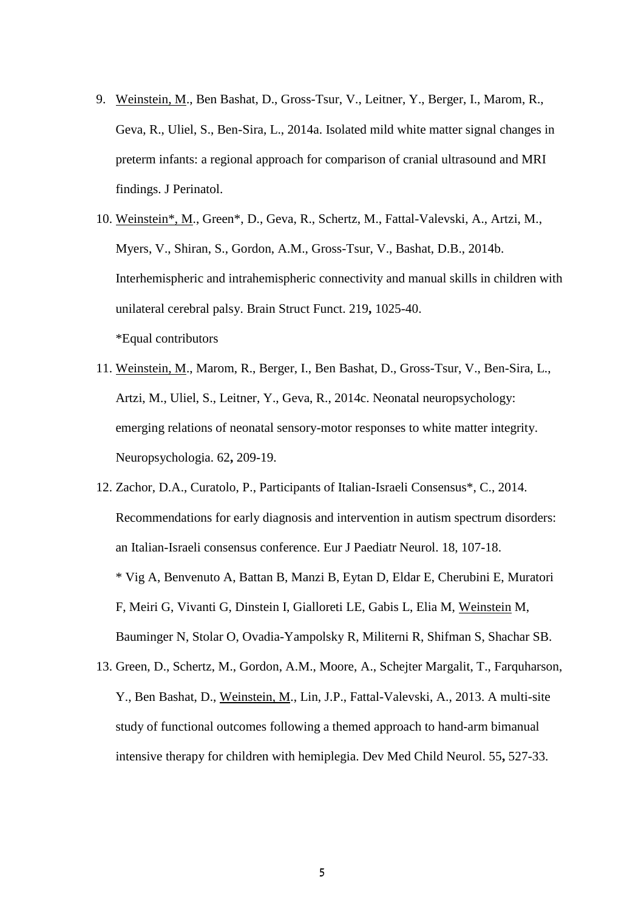9. Weinstein, M., Ben Bashat, D., Gross-Tsur, V., Leitner, Y., Berger, I., Marom, R., Geva, R., Uliel, S., Ben-Sira, L., 2014a. Isolated mild white matter signal changes in preterm infants: a regional approach for comparison of cranial ultrasound and MRI findings. J Perinatol.

10. Weinstein*, M., Green*, D., Geva, R., Schertz, M., Fattal-Valevski, A., Artzi, M., Myers, V., Shiran, S., Gordon, A.M., Gross-Tsur, V., Bashat, D.B., 2014b. Interhemispheric and intrahemispheric connectivity and manual skills in children with unilateral cerebral palsy. Brain Struct Funct. 219**,** 1025-40.
    *Equal contributors

11. Weinstein, M., Marom, R., Berger, I., Ben Bashat, D., Gross-Tsur, V., Ben-Sira, L., Artzi, M., Uliel, S., Leitner, Y., Geva, R., 2014c. Neonatal neuropsychology: emerging relations of neonatal sensory-motor responses to white matter integrity. Neuropsychologia. 62**,** 209-19.

12. Zachor, D.A., Curatolo, P., Participants of Italian-Israeli Consensus*, C., 2014. Recommendations for early diagnosis and intervention in autism spectrum disorders: an Italian-Israeli consensus conference. Eur J Paediatr Neurol. 18, 107-18.
    * Vig A, Benvenuto A, Battan B, Manzi B, Eytan D, Eldar E, Cherubini E, Muratori F, Meiri G, Vivanti G, Dinstein I, Gialloreti LE, Gabis L, Elia M, Weinstein M, Bauminger N, Stolar O, Ovadia-Yampolsky R, Militerni R, Shifman S, Shachar SB.

13. Green, D., Schertz, M., Gordon, A.M., Moore, A., Schejter Margalit, T., Farquharson, Y., Ben Bashat, D., Weinstein, M., Lin, J.P., Fattal-Valevski, A., 2013. A multi-site study of functional outcomes following a themed approach to hand-arm bimanual intensive therapy for children with hemiplegia. Dev Med Child Neurol. 55**,** 527-33.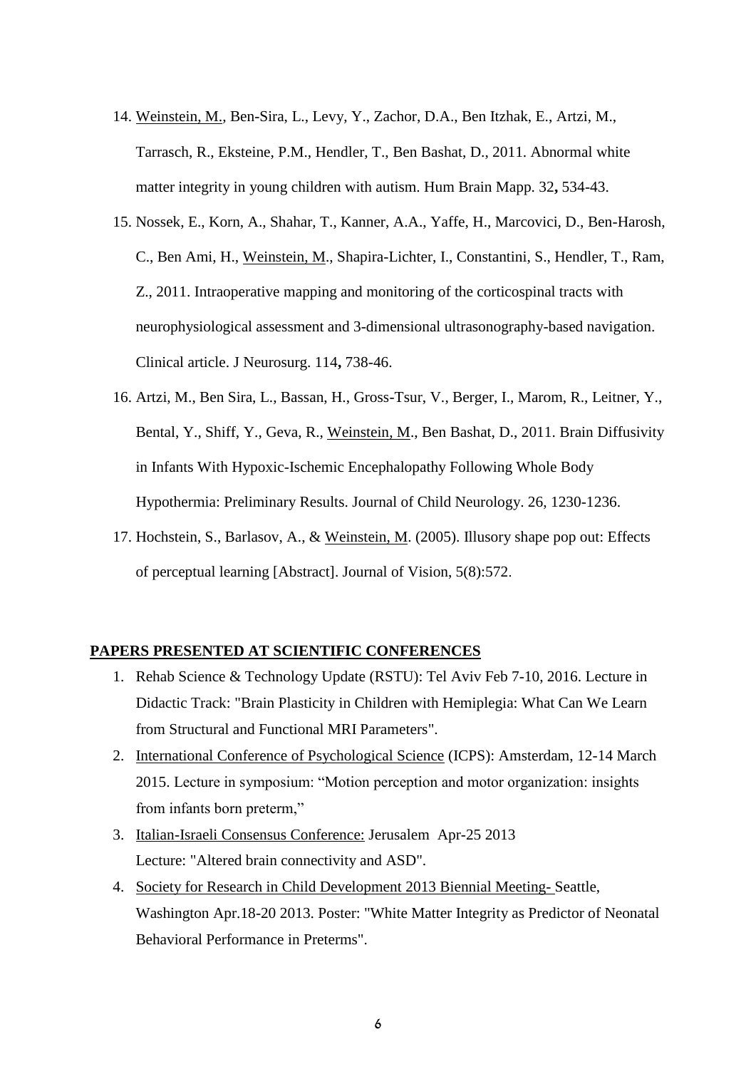14. Weinstein, M., Ben-Sira, L., Levy, Y., Zachor, D.A., Ben Itzhak, E., Artzi, M., Tarrasch, R., Eksteine, P.M., Hendler, T., Ben Bashat, D., 2011. Abnormal white matter integrity in young children with autism. Hum Brain Mapp. 32**,** 534-43.

15. Nossek, E., Korn, A., Shahar, T., Kanner, A.A., Yaffe, H., Marcovici, D., Ben-Harosh, C., Ben Ami, H., Weinstein, M., Shapira-Lichter, I., Constantini, S., Hendler, T., Ram, Z., 2011. Intraoperative mapping and monitoring of the corticospinal tracts with neurophysiological assessment and 3-dimensional ultrasonography-based navigation. Clinical article. J Neurosurg. 114**,** 738-46.

16. Artzi, M., Ben Sira, L., Bassan, H., Gross-Tsur, V., Berger, I., Marom, R., Leitner, Y., Bental, Y., Shiff, Y., Geva, R., Weinstein, M., Ben Bashat, D., 2011. Brain Diffusivity in Infants With Hypoxic-Ischemic Encephalopathy Following Whole Body Hypothermia: Preliminary Results. Journal of Child Neurology. 26, 1230-1236.

17. Hochstein, S., Barlasov, A., & Weinstein, M. (2005). Illusory shape pop out: Effects of perceptual learning [Abstract]. Journal of Vision, 5(8):572.

## PAPERS PRESENTED AT SCIENTIFIC CONFERENCES

1. Rehab Science & Technology Update (RSTU): Tel Aviv Feb 7-10, 2016. Lecture in Didactic Track: "Brain Plasticity in Children with Hemiplegia: What Can We Learn from Structural and Functional MRI Parameters".
2. International Conference of Psychological Science (ICPS): Amsterdam, 12-14 March 2015. Lecture in symposium: "Motion perception and motor organization: insights from infants born preterm,"
3. Italian-Israeli Consensus Conference: Jerusalem Apr-25 2013
   Lecture: "Altered brain connectivity and ASD".
4. Society for Research in Child Development 2013 Biennial Meeting- Seattle, Washington Apr.18-20 2013. Poster: "White Matter Integrity as Predictor of Neonatal Behavioral Performance in Preterms".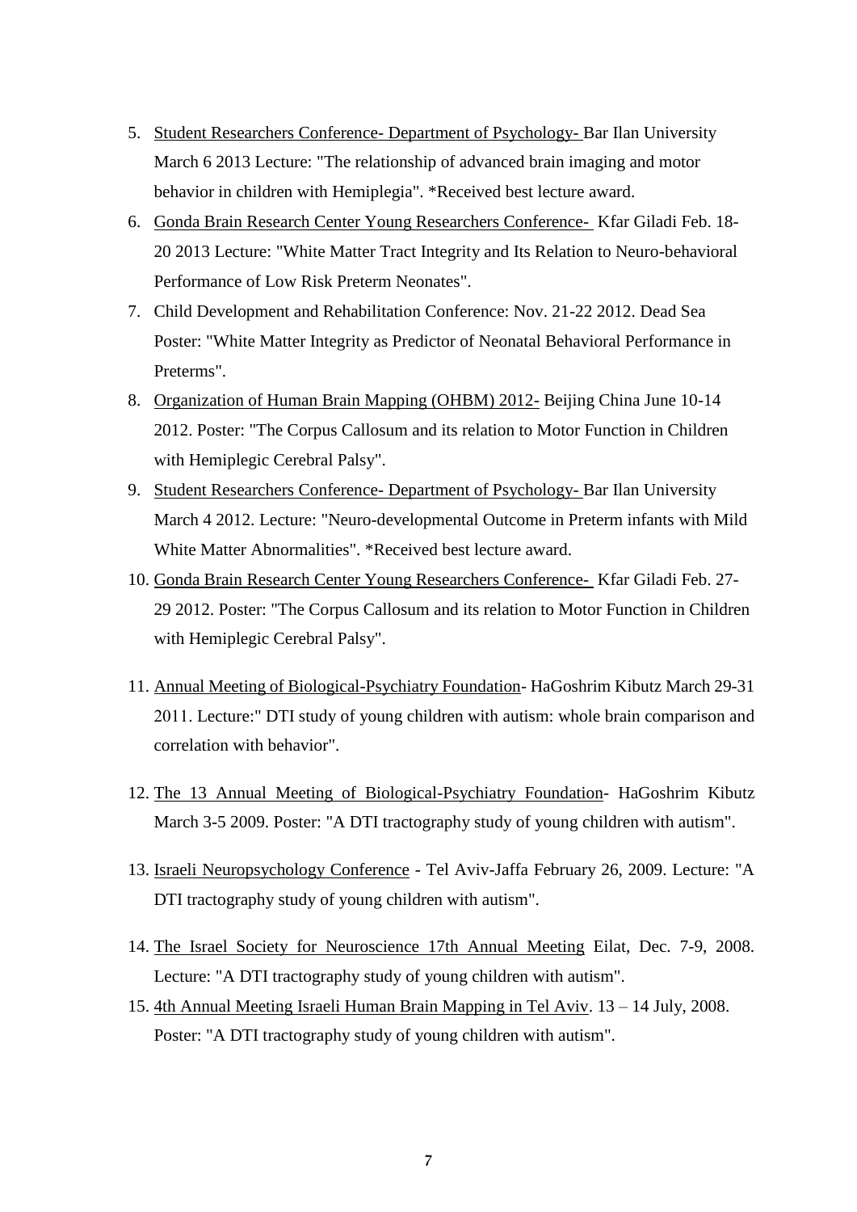5. Student Researchers Conference- Department of Psychology- Bar Ilan University March 6 2013 Lecture: "The relationship of advanced brain imaging and motor behavior in children with Hemiplegia". *Received best lecture award.
6. Gonda Brain Research Center Young Researchers Conference- Kfar Giladi Feb. 18-20 2013 Lecture: "White Matter Tract Integrity and Its Relation to Neuro-behavioral Performance of Low Risk Preterm Neonates".
7. Child Development and Rehabilitation Conference: Nov. 21-22 2012. Dead Sea Poster: "White Matter Integrity as Predictor of Neonatal Behavioral Performance in Preterms".
8. Organization of Human Brain Mapping (OHBM) 2012- Beijing China June 10-14 2012. Poster: "The Corpus Callosum and its relation to Motor Function in Children with Hemiplegic Cerebral Palsy".
9. Student Researchers Conference- Department of Psychology- Bar Ilan University March 4 2012. Lecture: "Neuro-developmental Outcome in Preterm infants with Mild White Matter Abnormalities". *Received best lecture award.
10. Gonda Brain Research Center Young Researchers Conference- Kfar Giladi Feb. 27-29 2012. Poster: "The Corpus Callosum and its relation to Motor Function in Children with Hemiplegic Cerebral Palsy".
11. Annual Meeting of Biological-Psychiatry Foundation- HaGoshrim Kibutz March 29-31 2011. Lecture:" DTI study of young children with autism: whole brain comparison and correlation with behavior".
12. The 13 Annual Meeting of Biological-Psychiatry Foundation- HaGoshrim Kibutz March 3-5 2009. Poster: "A DTI tractography study of young children with autism".
13. Israeli Neuropsychology Conference - Tel Aviv-Jaffa February 26, 2009. Lecture: "A DTI tractography study of young children with autism".
14. The Israel Society for Neuroscience 17th Annual Meeting Eilat, Dec. 7-9, 2008. Lecture: "A DTI tractography study of young children with autism".
15. 4th Annual Meeting Israeli Human Brain Mapping in Tel Aviv. 13 – 14 July, 2008. Poster: "A DTI tractography study of young children with autism".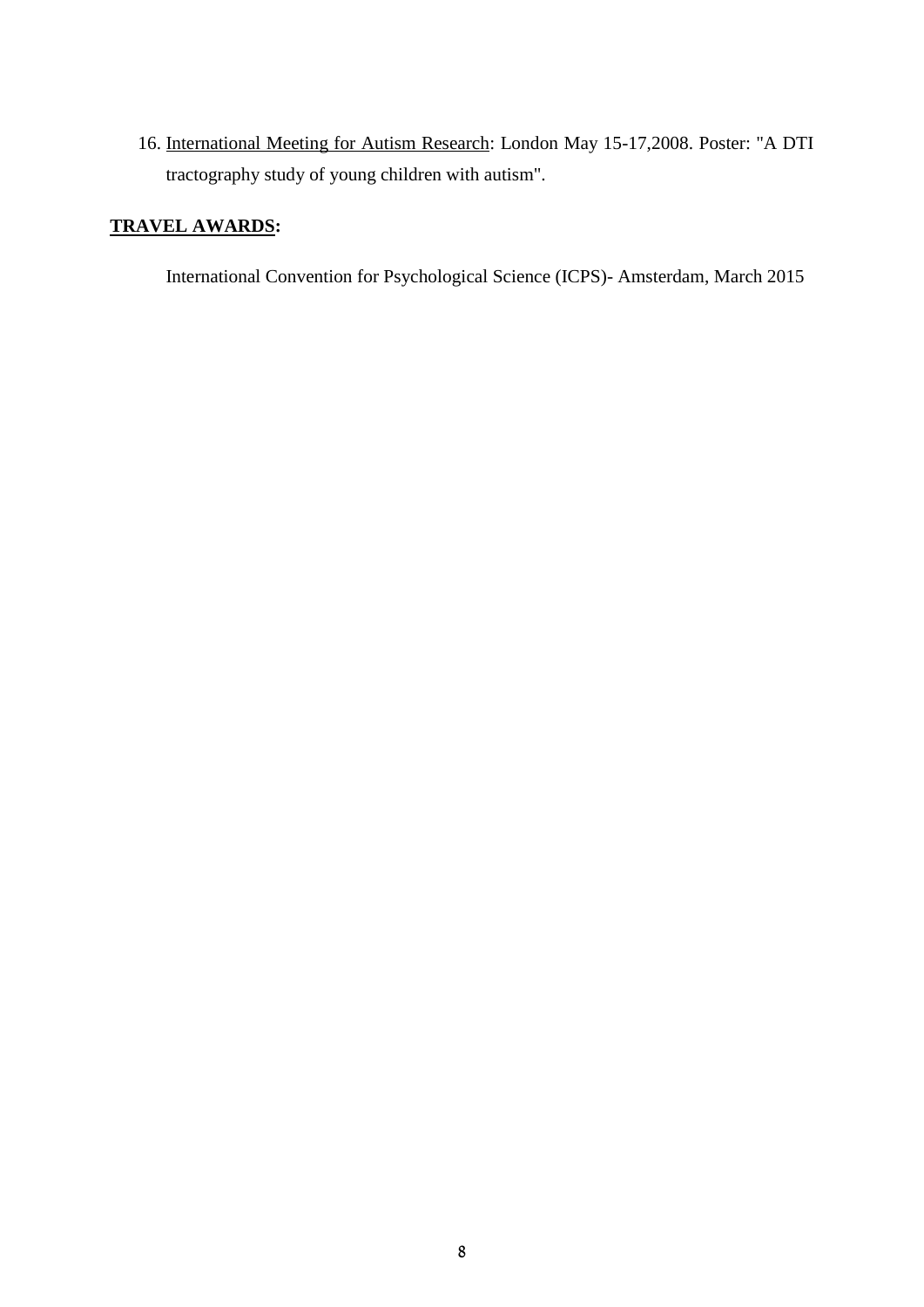16. <u>International Meeting for Autism Research</u>: London May 15-17,2008. Poster: "A DTI tractography study of young children with autism".

## <u>**TRAVEL AWARDS**</u>**:**

International Convention for Psychological Science (ICPS)- Amsterdam, March 2015